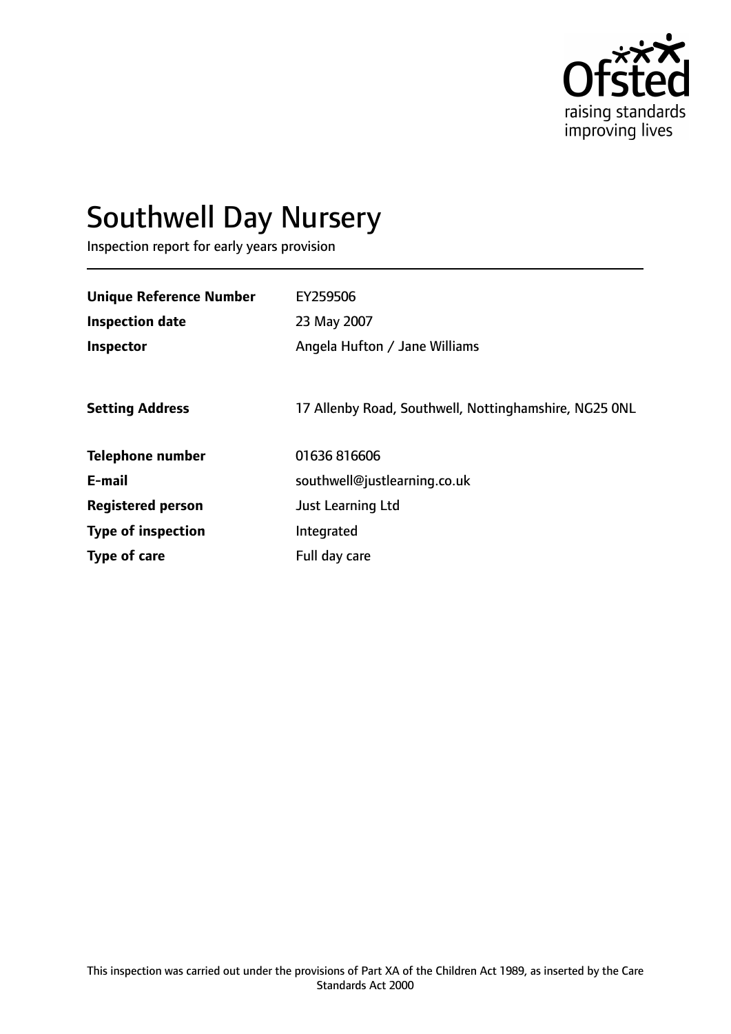Ofsted
raising standards
improving lives

# Southwell Day Nursery

Inspection report for early years provision

| | |
|---|---|
| **Unique Reference Number** | EY259506 |
| **Inspection date** | 23 May 2007 |
| **Inspector** | Angela Hufton / Jane Williams |
| **Setting Address** | 17 Allenby Road, Southwell, Nottinghamshire, NG25 0NL |
| **Telephone number** | 01636 816606 |
| **E-mail** | southwell@justlearning.co.uk |
| **Registered person** | Just Learning Ltd |
| **Type of inspection** | Integrated |
| **Type of care** | Full day care |

This inspection was carried out under the provisions of Part XA of the Children Act 1989, as inserted by the Care Standards Act 2000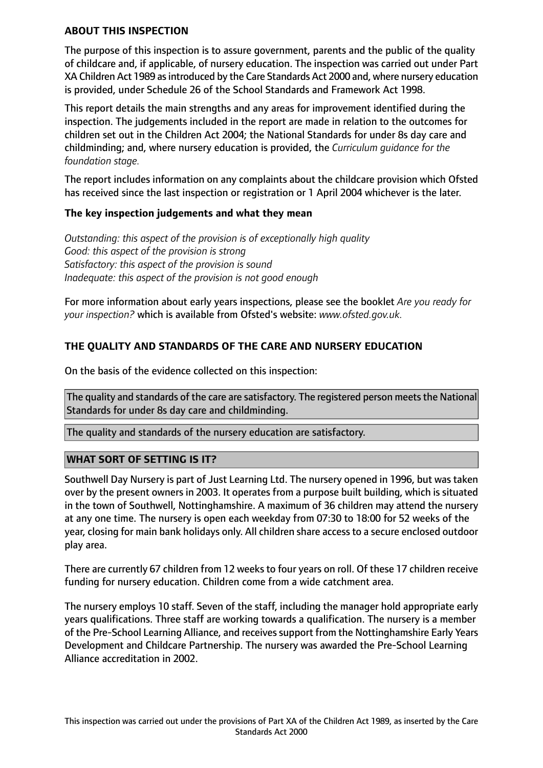## ABOUT THIS INSPECTION

The purpose of this inspection is to assure government, parents and the public of the quality of childcare and, if applicable, of nursery education. The inspection was carried out under Part XA Children Act 1989 as introduced by the Care Standards Act 2000 and, where nursery education is provided, under Schedule 26 of the School Standards and Framework Act 1998.

This report details the main strengths and any areas for improvement identified during the inspection. The judgements included in the report are made in relation to the outcomes for children set out in the Children Act 2004; the National Standards for under 8s day care and childminding; and, where nursery education is provided, the *Curriculum guidance for the foundation stage.*

The report includes information on any complaints about the childcare provision which Ofsted has received since the last inspection or registration or 1 April 2004 whichever is the later.

### The key inspection judgements and what they mean

*Outstanding: this aspect of the provision is of exceptionally high quality*
*Good: this aspect of the provision is strong*
*Satisfactory: this aspect of the provision is sound*
*Inadequate: this aspect of the provision is not good enough*

For more information about early years inspections, please see the booklet *Are you ready for your inspection?* which is available from Ofsted's website: *www.ofsted.gov.uk.*

## THE QUALITY AND STANDARDS OF THE CARE AND NURSERY EDUCATION

On the basis of the evidence collected on this inspection:

The quality and standards of the care are satisfactory. The registered person meets the National Standards for under 8s day care and childminding.

The quality and standards of the nursery education are satisfactory.

## WHAT SORT OF SETTING IS IT?

Southwell Day Nursery is part of Just Learning Ltd. The nursery opened in 1996, but was taken over by the present owners in 2003. It operates from a purpose built building, which is situated in the town of Southwell, Nottinghamshire. A maximum of 36 children may attend the nursery at any one time. The nursery is open each weekday from 07:30 to 18:00 for 52 weeks of the year, closing for main bank holidays only. All children share access to a secure enclosed outdoor play area.

There are currently 67 children from 12 weeks to four years on roll. Of these 17 children receive funding for nursery education. Children come from a wide catchment area.

The nursery employs 10 staff. Seven of the staff, including the manager hold appropriate early years qualifications. Three staff are working towards a qualification. The nursery is a member of the Pre-School Learning Alliance, and receives support from the Nottinghamshire Early Years Development and Childcare Partnership. The nursery was awarded the Pre-School Learning Alliance accreditation in 2002.

This inspection was carried out under the provisions of Part XA of the Children Act 1989, as inserted by the Care Standards Act 2000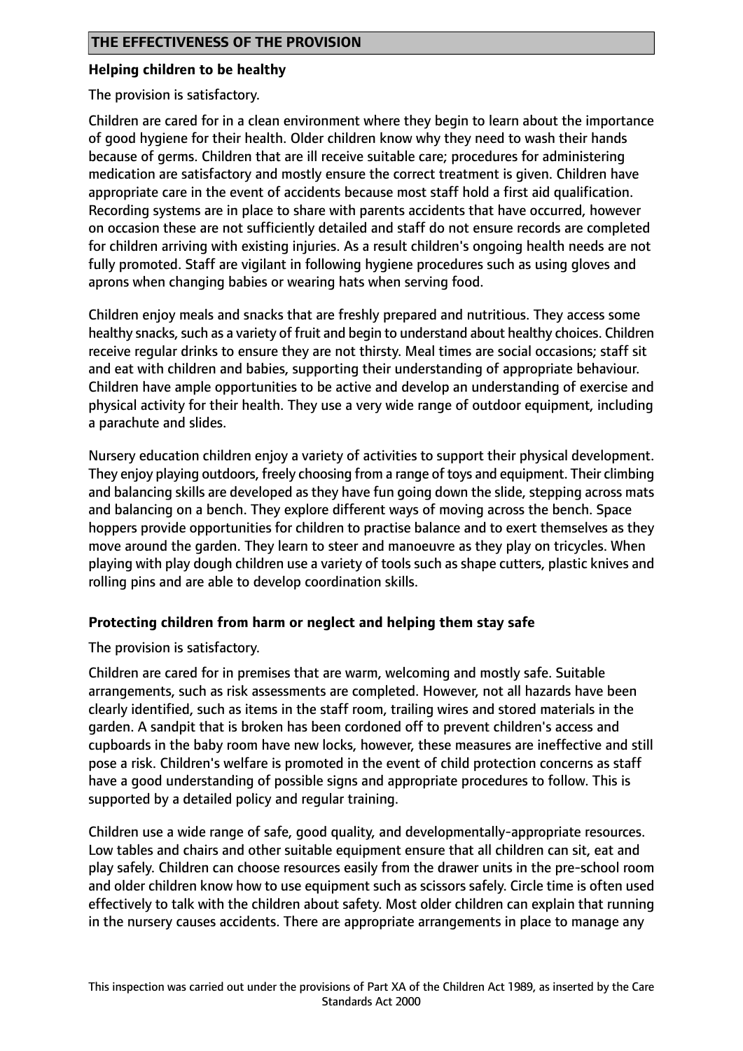## THE EFFECTIVENESS OF THE PROVISION

### Helping children to be healthy

The provision is satisfactory.

Children are cared for in a clean environment where they begin to learn about the importance of good hygiene for their health. Older children know why they need to wash their hands because of germs. Children that are ill receive suitable care; procedures for administering medication are satisfactory and mostly ensure the correct treatment is given. Children have appropriate care in the event of accidents because most staff hold a first aid qualification. Recording systems are in place to share with parents accidents that have occurred, however on occasion these are not sufficiently detailed and staff do not ensure records are completed for children arriving with existing injuries. As a result children's ongoing health needs are not fully promoted. Staff are vigilant in following hygiene procedures such as using gloves and aprons when changing babies or wearing hats when serving food.

Children enjoy meals and snacks that are freshly prepared and nutritious. They access some healthy snacks, such as a variety of fruit and begin to understand about healthy choices. Children receive regular drinks to ensure they are not thirsty. Meal times are social occasions; staff sit and eat with children and babies, supporting their understanding of appropriate behaviour. Children have ample opportunities to be active and develop an understanding of exercise and physical activity for their health. They use a very wide range of outdoor equipment, including a parachute and slides.

Nursery education children enjoy a variety of activities to support their physical development. They enjoy playing outdoors, freely choosing from a range of toys and equipment. Their climbing and balancing skills are developed as they have fun going down the slide, stepping across mats and balancing on a bench. They explore different ways of moving across the bench. Space hoppers provide opportunities for children to practise balance and to exert themselves as they move around the garden. They learn to steer and manoeuvre as they play on tricycles. When playing with play dough children use a variety of tools such as shape cutters, plastic knives and rolling pins and are able to develop coordination skills.

### Protecting children from harm or neglect and helping them stay safe

The provision is satisfactory.

Children are cared for in premises that are warm, welcoming and mostly safe. Suitable arrangements, such as risk assessments are completed. However, not all hazards have been clearly identified, such as items in the staff room, trailing wires and stored materials in the garden. A sandpit that is broken has been cordoned off to prevent children's access and cupboards in the baby room have new locks, however, these measures are ineffective and still pose a risk. Children's welfare is promoted in the event of child protection concerns as staff have a good understanding of possible signs and appropriate procedures to follow. This is supported by a detailed policy and regular training.

Children use a wide range of safe, good quality, and developmentally-appropriate resources. Low tables and chairs and other suitable equipment ensure that all children can sit, eat and play safely. Children can choose resources easily from the drawer units in the pre-school room and older children know how to use equipment such as scissors safely. Circle time is often used effectively to talk with the children about safety. Most older children can explain that running in the nursery causes accidents. There are appropriate arrangements in place to manage any

This inspection was carried out under the provisions of Part XA of the Children Act 1989, as inserted by the Care Standards Act 2000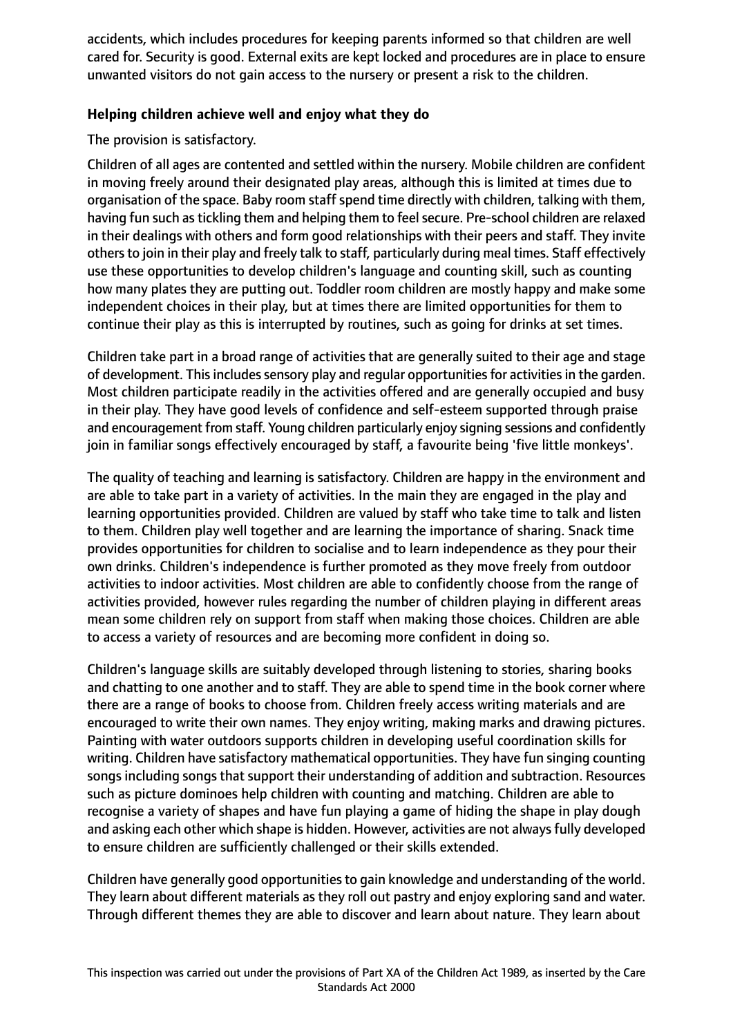accidents, which includes procedures for keeping parents informed so that children are well cared for. Security is good. External exits are kept locked and procedures are in place to ensure unwanted visitors do not gain access to the nursery or present a risk to the children.

**Helping children achieve well and enjoy what they do**

The provision is satisfactory.

Children of all ages are contented and settled within the nursery. Mobile children are confident in moving freely around their designated play areas, although this is limited at times due to organisation of the space. Baby room staff spend time directly with children, talking with them, having fun such as tickling them and helping them to feel secure. Pre-school children are relaxed in their dealings with others and form good relationships with their peers and staff. They invite others to join in their play and freely talk to staff, particularly during meal times. Staff effectively use these opportunities to develop children's language and counting skill, such as counting how many plates they are putting out. Toddler room children are mostly happy and make some independent choices in their play, but at times there are limited opportunities for them to continue their play as this is interrupted by routines, such as going for drinks at set times.

Children take part in a broad range of activities that are generally suited to their age and stage of development. This includes sensory play and regular opportunities for activities in the garden. Most children participate readily in the activities offered and are generally occupied and busy in their play. They have good levels of confidence and self-esteem supported through praise and encouragement from staff. Young children particularly enjoy signing sessions and confidently join in familiar songs effectively encouraged by staff, a favourite being 'five little monkeys'.

The quality of teaching and learning is satisfactory. Children are happy in the environment and are able to take part in a variety of activities. In the main they are engaged in the play and learning opportunities provided. Children are valued by staff who take time to talk and listen to them. Children play well together and are learning the importance of sharing. Snack time provides opportunities for children to socialise and to learn independence as they pour their own drinks. Children's independence is further promoted as they move freely from outdoor activities to indoor activities. Most children are able to confidently choose from the range of activities provided, however rules regarding the number of children playing in different areas mean some children rely on support from staff when making those choices. Children are able to access a variety of resources and are becoming more confident in doing so.

Children's language skills are suitably developed through listening to stories, sharing books and chatting to one another and to staff. They are able to spend time in the book corner where there are a range of books to choose from. Children freely access writing materials and are encouraged to write their own names. They enjoy writing, making marks and drawing pictures. Painting with water outdoors supports children in developing useful coordination skills for writing. Children have satisfactory mathematical opportunities. They have fun singing counting songs including songs that support their understanding of addition and subtraction. Resources such as picture dominoes help children with counting and matching. Children are able to recognise a variety of shapes and have fun playing a game of hiding the shape in play dough and asking each other which shape is hidden. However, activities are not always fully developed to ensure children are sufficiently challenged or their skills extended.

Children have generally good opportunities to gain knowledge and understanding of the world. They learn about different materials as they roll out pastry and enjoy exploring sand and water. Through different themes they are able to discover and learn about nature. They learn about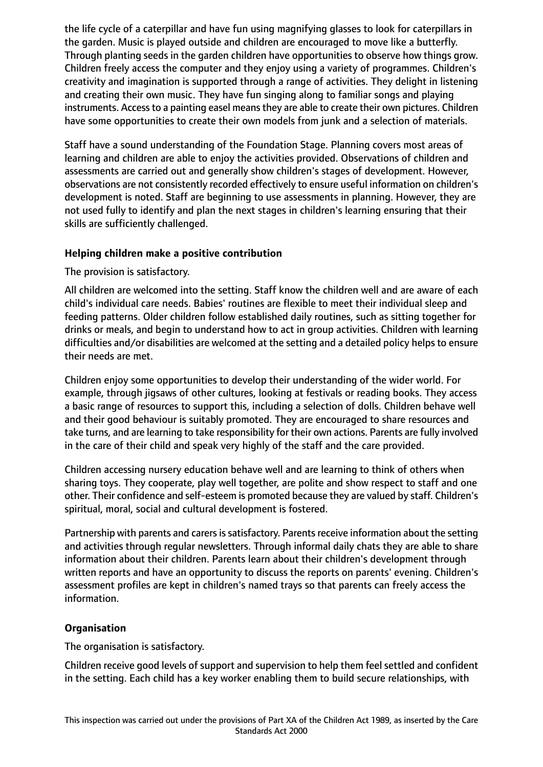the life cycle of a caterpillar and have fun using magnifying glasses to look for caterpillars in the garden. Music is played outside and children are encouraged to move like a butterfly. Through planting seeds in the garden children have opportunities to observe how things grow. Children freely access the computer and they enjoy using a variety of programmes. Children's creativity and imagination is supported through a range of activities. They delight in listening and creating their own music. They have fun singing along to familiar songs and playing instruments. Access to a painting easel means they are able to create their own pictures. Children have some opportunities to create their own models from junk and a selection of materials.

Staff have a sound understanding of the Foundation Stage. Planning covers most areas of learning and children are able to enjoy the activities provided. Observations of children and assessments are carried out and generally show children's stages of development. However, observations are not consistently recorded effectively to ensure useful information on children's development is noted. Staff are beginning to use assessments in planning. However, they are not used fully to identify and plan the next stages in children's learning ensuring that their skills are sufficiently challenged.

**Helping children make a positive contribution**

The provision is satisfactory.

All children are welcomed into the setting. Staff know the children well and are aware of each child's individual care needs. Babies' routines are flexible to meet their individual sleep and feeding patterns. Older children follow established daily routines, such as sitting together for drinks or meals, and begin to understand how to act in group activities. Children with learning difficulties and/or disabilities are welcomed at the setting and a detailed policy helps to ensure their needs are met.

Children enjoy some opportunities to develop their understanding of the wider world. For example, through jigsaws of other cultures, looking at festivals or reading books. They access a basic range of resources to support this, including a selection of dolls. Children behave well and their good behaviour is suitably promoted. They are encouraged to share resources and take turns, and are learning to take responsibility for their own actions. Parents are fully involved in the care of their child and speak very highly of the staff and the care provided.

Children accessing nursery education behave well and are learning to think of others when sharing toys. They cooperate, play well together, are polite and show respect to staff and one other. Their confidence and self-esteem is promoted because they are valued by staff. Children's spiritual, moral, social and cultural development is fostered.

Partnership with parents and carers is satisfactory. Parents receive information about the setting and activities through regular newsletters. Through informal daily chats they are able to share information about their children. Parents learn about their children's development through written reports and have an opportunity to discuss the reports on parents' evening. Children's assessment profiles are kept in children's named trays so that parents can freely access the information.

**Organisation**

The organisation is satisfactory.

Children receive good levels of support and supervision to help them feel settled and confident in the setting. Each child has a key worker enabling them to build secure relationships, with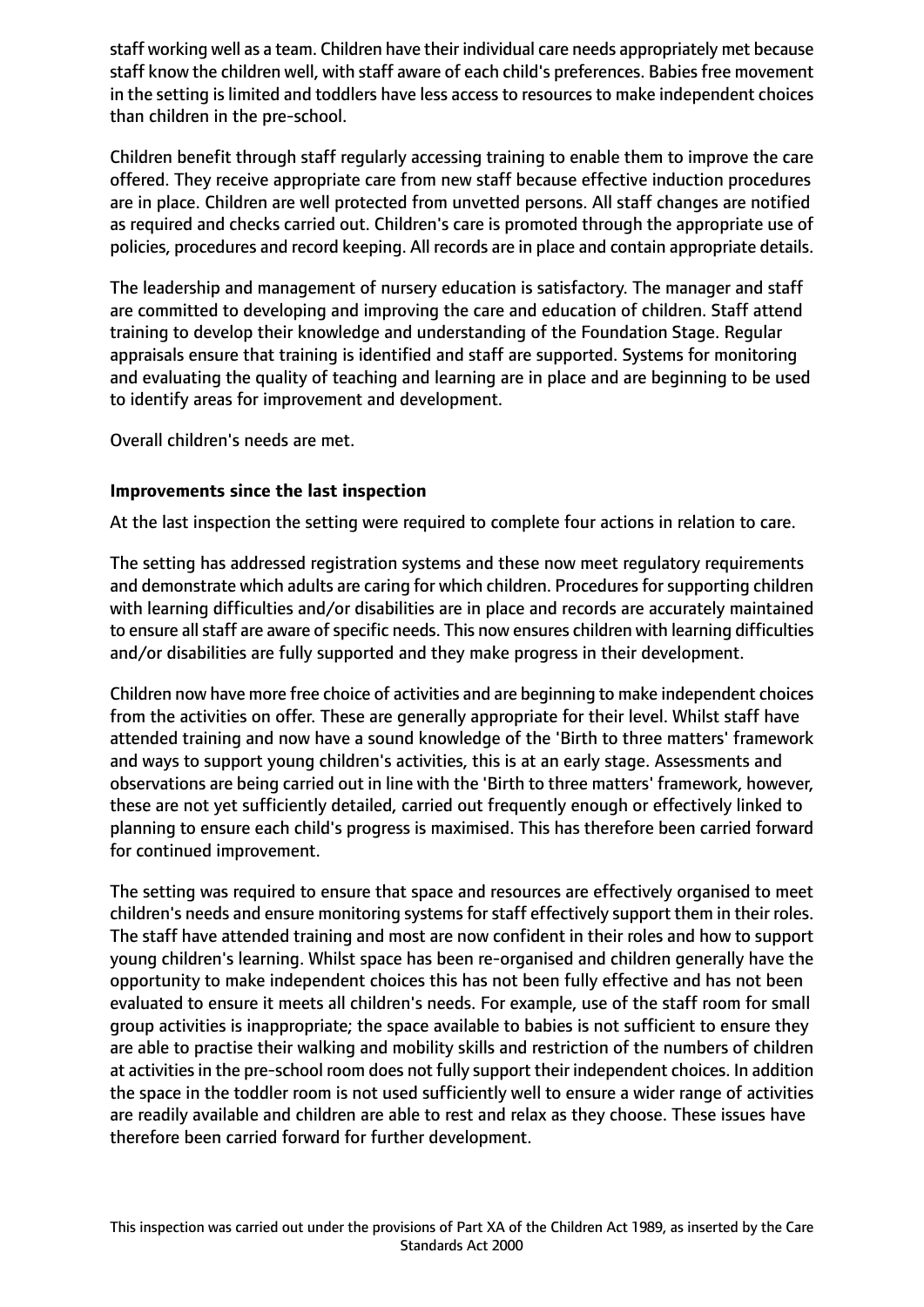staff working well as a team. Children have their individual care needs appropriately met because staff know the children well, with staff aware of each child's preferences. Babies free movement in the setting is limited and toddlers have less access to resources to make independent choices than children in the pre-school.

Children benefit through staff regularly accessing training to enable them to improve the care offered. They receive appropriate care from new staff because effective induction procedures are in place. Children are well protected from unvetted persons. All staff changes are notified as required and checks carried out. Children's care is promoted through the appropriate use of policies, procedures and record keeping. All records are in place and contain appropriate details.

The leadership and management of nursery education is satisfactory. The manager and staff are committed to developing and improving the care and education of children. Staff attend training to develop their knowledge and understanding of the Foundation Stage. Regular appraisals ensure that training is identified and staff are supported. Systems for monitoring and evaluating the quality of teaching and learning are in place and are beginning to be used to identify areas for improvement and development.

Overall children's needs are met.

**Improvements since the last inspection**

At the last inspection the setting were required to complete four actions in relation to care.

The setting has addressed registration systems and these now meet regulatory requirements and demonstrate which adults are caring for which children. Procedures for supporting children with learning difficulties and/or disabilities are in place and records are accurately maintained to ensure all staff are aware of specific needs. This now ensures children with learning difficulties and/or disabilities are fully supported and they make progress in their development.

Children now have more free choice of activities and are beginning to make independent choices from the activities on offer. These are generally appropriate for their level. Whilst staff have attended training and now have a sound knowledge of the 'Birth to three matters' framework and ways to support young children's activities, this is at an early stage. Assessments and observations are being carried out in line with the 'Birth to three matters' framework, however, these are not yet sufficiently detailed, carried out frequently enough or effectively linked to planning to ensure each child's progress is maximised. This has therefore been carried forward for continued improvement.

The setting was required to ensure that space and resources are effectively organised to meet children's needs and ensure monitoring systems for staff effectively support them in their roles. The staff have attended training and most are now confident in their roles and how to support young children's learning. Whilst space has been re-organised and children generally have the opportunity to make independent choices this has not been fully effective and has not been evaluated to ensure it meets all children's needs. For example, use of the staff room for small group activities is inappropriate; the space available to babies is not sufficient to ensure they are able to practise their walking and mobility skills and restriction of the numbers of children at activities in the pre-school room does not fully support their independent choices. In addition the space in the toddler room is not used sufficiently well to ensure a wider range of activities are readily available and children are able to rest and relax as they choose. These issues have therefore been carried forward for further development.

This inspection was carried out under the provisions of Part XA of the Children Act 1989, as inserted by the Care Standards Act 2000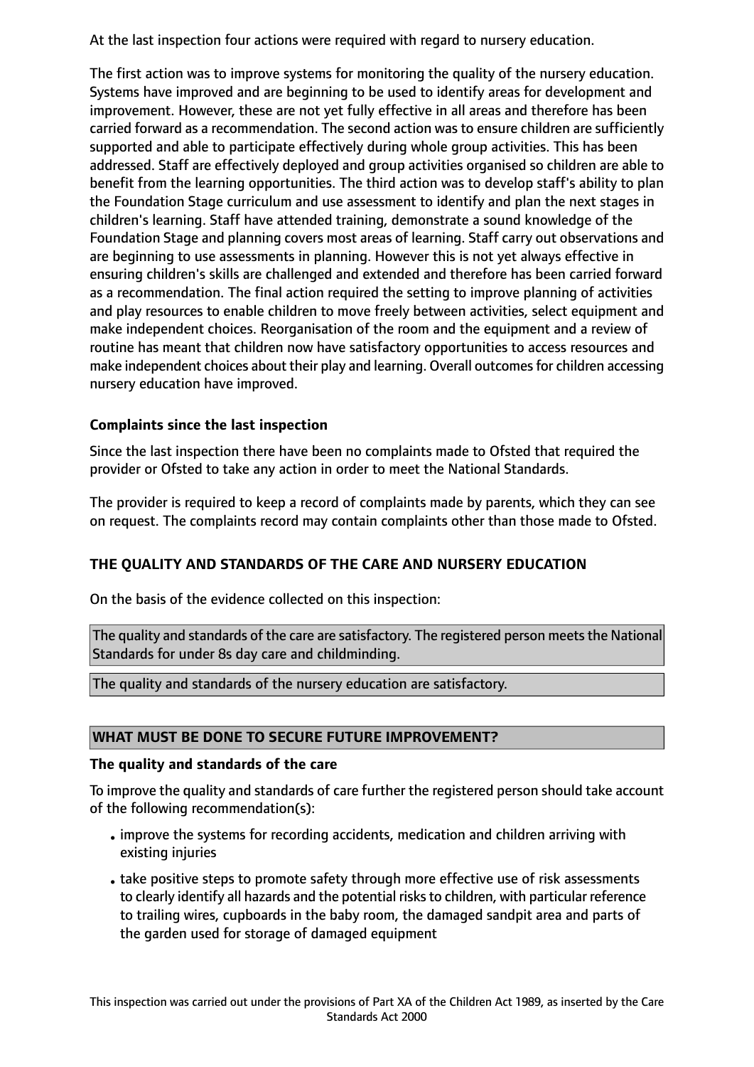At the last inspection four actions were required with regard to nursery education.

The first action was to improve systems for monitoring the quality of the nursery education. Systems have improved and are beginning to be used to identify areas for development and improvement. However, these are not yet fully effective in all areas and therefore has been carried forward as a recommendation. The second action was to ensure children are sufficiently supported and able to participate effectively during whole group activities. This has been addressed. Staff are effectively deployed and group activities organised so children are able to benefit from the learning opportunities. The third action was to develop staff's ability to plan the Foundation Stage curriculum and use assessment to identify and plan the next stages in children's learning. Staff have attended training, demonstrate a sound knowledge of the Foundation Stage and planning covers most areas of learning. Staff carry out observations and are beginning to use assessments in planning. However this is not yet always effective in ensuring children's skills are challenged and extended and therefore has been carried forward as a recommendation. The final action required the setting to improve planning of activities and play resources to enable children to move freely between activities, select equipment and make independent choices. Reorganisation of the room and the equipment and a review of routine has meant that children now have satisfactory opportunities to access resources and make independent choices about their play and learning. Overall outcomes for children accessing nursery education have improved.

### Complaints since the last inspection

Since the last inspection there have been no complaints made to Ofsted that required the provider or Ofsted to take any action in order to meet the National Standards.

The provider is required to keep a record of complaints made by parents, which they can see on request. The complaints record may contain complaints other than those made to Ofsted.

## THE QUALITY AND STANDARDS OF THE CARE AND NURSERY EDUCATION

On the basis of the evidence collected on this inspection:

The quality and standards of the care are satisfactory. The registered person meets the National Standards for under 8s day care and childminding.

The quality and standards of the nursery education are satisfactory.

## WHAT MUST BE DONE TO SECURE FUTURE IMPROVEMENT?

### The quality and standards of the care

To improve the quality and standards of care further the registered person should take account of the following recommendation(s):

- improve the systems for recording accidents, medication and children arriving with existing injuries
- take positive steps to promote safety through more effective use of risk assessments to clearly identify all hazards and the potential risks to children, with particular reference to trailing wires, cupboards in the baby room, the damaged sandpit area and parts of the garden used for storage of damaged equipment

This inspection was carried out under the provisions of Part XA of the Children Act 1989, as inserted by the Care Standards Act 2000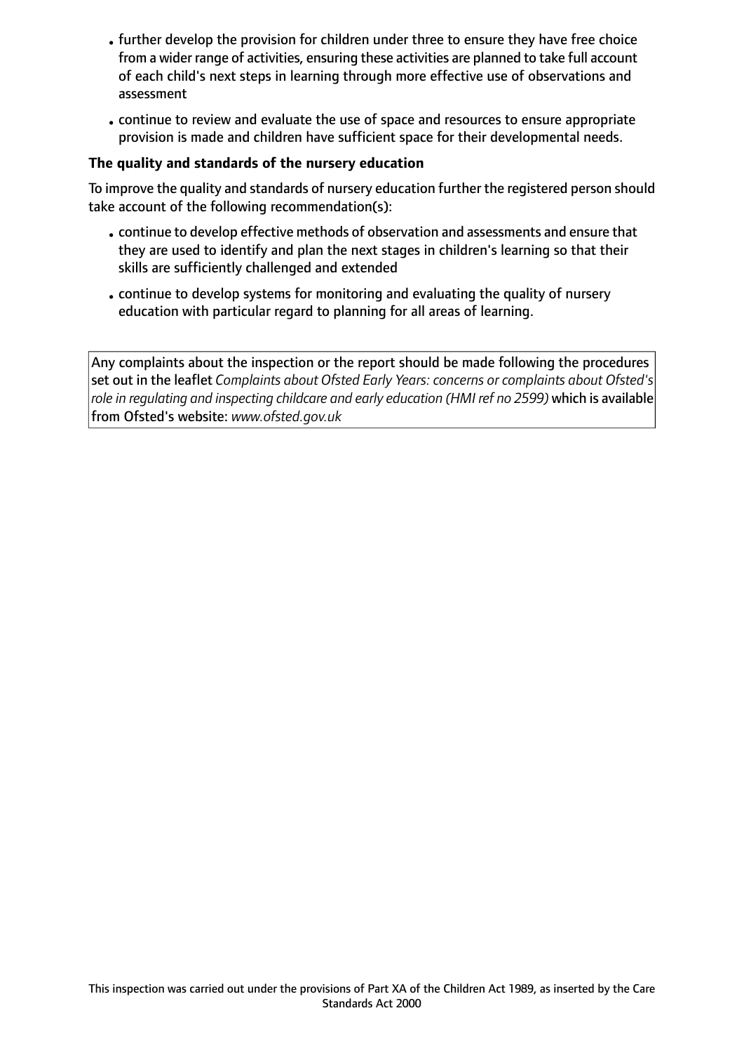- further develop the provision for children under three to ensure they have free choice from a wider range of activities, ensuring these activities are planned to take full account of each child's next steps in learning through more effective use of observations and assessment
- continue to review and evaluate the use of space and resources to ensure appropriate provision is made and children have sufficient space for their developmental needs.

**The quality and standards of the nursery education**

To improve the quality and standards of nursery education further the registered person should take account of the following recommendation(s):

- continue to develop effective methods of observation and assessments and ensure that they are used to identify and plan the next stages in children's learning so that their skills are sufficiently challenged and extended
- continue to develop systems for monitoring and evaluating the quality of nursery education with particular regard to planning for all areas of learning.

Any complaints about the inspection or the report should be made following the procedures set out in the leaflet *Complaints about Ofsted Early Years: concerns or complaints about Ofsted's role in regulating and inspecting childcare and early education (HMI ref no 2599)* which is available from Ofsted's website: *www.ofsted.gov.uk*

This inspection was carried out under the provisions of Part XA of the Children Act 1989, as inserted by the Care Standards Act 2000